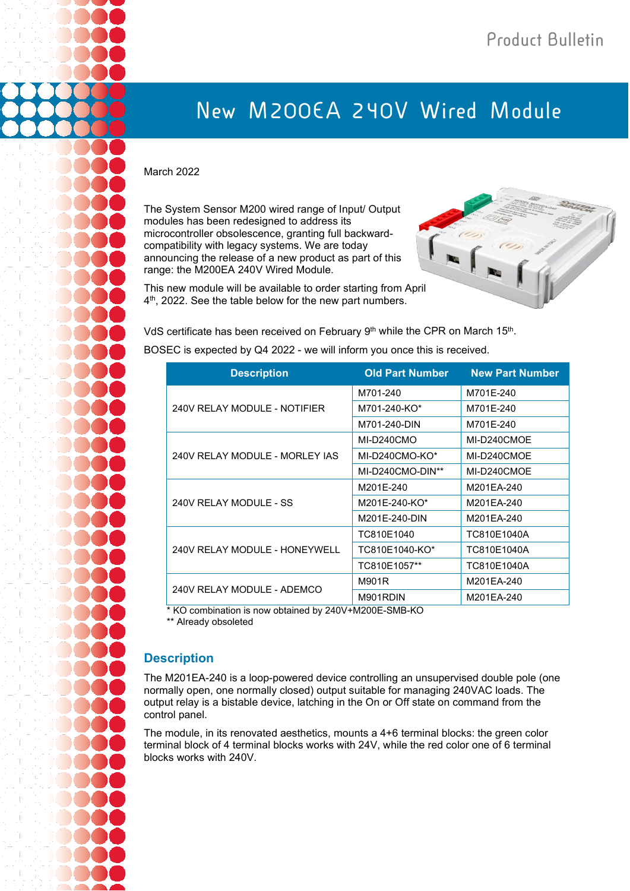Product Bulletin

# New M200EA 240V Wired Module

March 2022

The System Sensor M200 wired range of Input/ Output modules has been redesigned to address its microcontroller obsolescence, granting full backward-compatibility with legacy systems. We are today announcing the release of a new product as part of this range: the M200EA 240V Wired Module.

This new module will be available to order starting from April 4th, 2022. See the table below for the new part numbers.

VdS certificate has been received on February 9th while the CPR on March 15th.

BOSEC is expected by Q4 2022 - we will inform you once this is received.

| Description | Old Part Number | New Part Number |
|---|---|---|
| 240V RELAY MODULE - NOTIFIER | M701-240 | M701E-240 |
| | M701-240-KO* | M701E-240 |
| | M701-240-DIN | M701E-240 |
| 240V RELAY MODULE - MORLEY IAS | MI-D240CMO | MI-D240CMOE |
| | MI-D240CMO-KO* | MI-D240CMOE |
| | MI-D240CMO-DIN** | MI-D240CMOE |
| 240V RELAY MODULE - SS | M201E-240 | M201EA-240 |
| | M201E-240-KO* | M201EA-240 |
| | M201E-240-DIN | M201EA-240 |
| 240V RELAY MODULE - HONEYWELL | TC810E1040 | TC810E1040A |
| | TC810E1040-KO* | TC810E1040A |
| | TC810E1057** | TC810E1040A |
| 240V RELAY MODULE - ADEMCO | M901R | M201EA-240 |
| | M901RDIN | M201EA-240 |

\* KO combination is now obtained by 240V+M200E-SMB-KO
** Already obsoleted

## Description

The M201EA-240 is a loop-powered device controlling an unsupervised double pole (one normally open, one normally closed) output suitable for managing 240VAC loads. The output relay is a bistable device, latching in the On or Off state on command from the control panel.

The module, in its renovated aesthetics, mounts a 4+6 terminal blocks: the green color terminal block of 4 terminal blocks works with 24V, while the red color one of 6 terminal blocks works with 240V.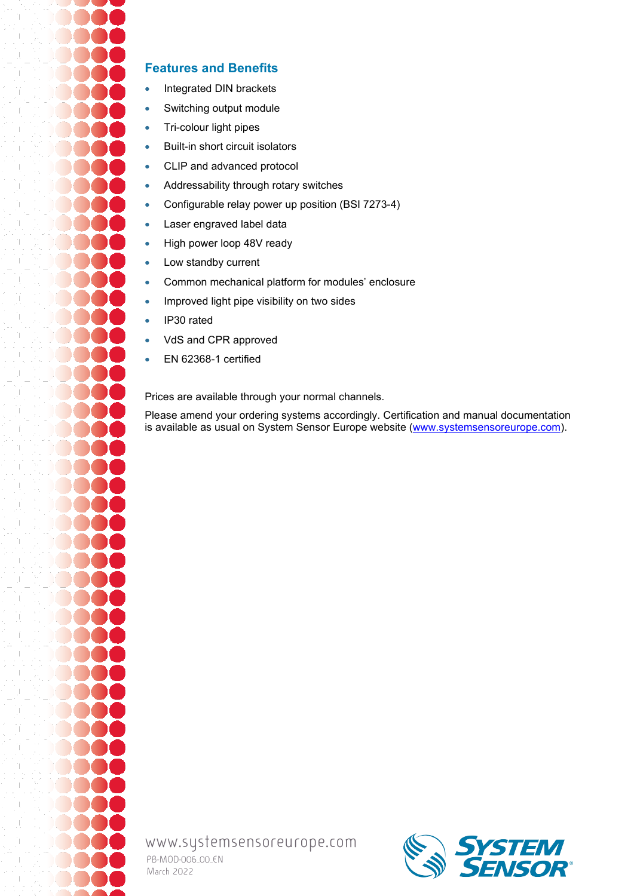## Features and Benefits

- Integrated DIN brackets
- Switching output module
- Tri-colour light pipes
- Built-in short circuit isolators
- CLIP and advanced protocol
- Addressability through rotary switches
- Configurable relay power up position (BSI 7273-4)
- Laser engraved label data
- High power loop 48V ready
- Low standby current
- Common mechanical platform for modules' enclosure
- Improved light pipe visibility on two sides
- IP30 rated
- VdS and CPR approved
- EN 62368-1 certified

Prices are available through your normal channels.

Please amend your ordering systems accordingly. Certification and manual documentation is available as usual on System Sensor Europe website ([www.systemsensoreurope.com](http://www.systemsensoreurope.com)).

www.systemsensoreurope.com
PB-MOD-006_00_EN
March 2022

SYSTEM SENSOR®